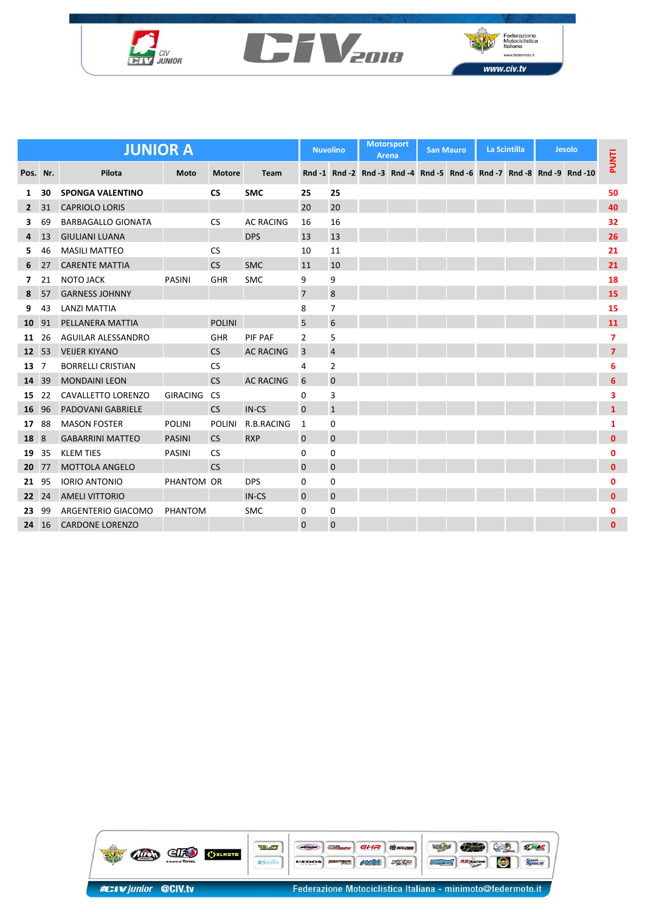| JUNIOR A | | | | | Nuvolino | | Motorsport Arena | | San Mauro | | La Scintilla | | Jesolo | | PUNTI |
|---|---|---|---|---|---|---|---|---|---|---|---|---|---|---|---|
| Pos. | Nr. | Pilota | Moto | Motore | Team | Rnd -1 | Rnd -2 | Rnd -3 | Rnd -4 | Rnd -5 | Rnd -6 | Rnd -7 | Rnd -8 | Rnd -9 | Rnd -10 | |
| **1** | **30** | **SPONGA VALENTINO** | | **CS** | **SMC** | **25** | **25** | | | | | | | | | **50** |
| **2** | 31 | CAPRIOLO LORIS | | | | 20 | 20 | | | | | | | | | **40** |
| **3** | 69 | BARBAGALLO GIONATA | | CS | AC RACING | 16 | 16 | | | | | | | | | **32** |
| **4** | 13 | GIULIANI LUANA | | | DPS | 13 | 13 | | | | | | | | | **26** |
| **5** | 46 | MASILI MATTEO | | CS | | 10 | 11 | | | | | | | | | **21** |
| **6** | 27 | CARENTE MATTIA | | CS | SMC | 11 | 10 | | | | | | | | | **21** |
| **7** | 21 | NOTO JACK | PASINI | GHR | SMC | 9 | 9 | | | | | | | | | **18** |
| **8** | 57 | GARNESS JOHNNY | | | | 7 | 8 | | | | | | | | | **15** |
| **9** | 43 | LANZI MATTIA | | | | 8 | 7 | | | | | | | | | **15** |
| **10** | 91 | PELLANERA MATTIA | | POLINI | | 5 | 6 | | | | | | | | | **11** |
| **11** | 26 | AGUILAR ALESSANDRO | | GHR | PIF PAF | 2 | 5 | | | | | | | | | **7** |
| **12** | 53 | VEIJER KIYANO | | CS | AC RACING | 3 | 4 | | | | | | | | | **7** |
| **13** | 7 | BORRELLI CRISTIAN | | CS | | 4 | 2 | | | | | | | | | **6** |
| **14** | 39 | MONDAINI LEON | | CS | AC RACING | 6 | 0 | | | | | | | | | **6** |
| **15** | 22 | CAVALLETTO LORENZO | GIRACING | CS | | 0 | 3 | | | | | | | | | **3** |
| **16** | 96 | PADOVANI GABRIELE | | CS | IN-CS | 0 | 1 | | | | | | | | | **1** |
| **17** | 88 | MASON FOSTER | POLINI | POLINI | R.B.RACING | 1 | 0 | | | | | | | | | **1** |
| **18** | 8 | GABARRINI MATTEO | PASINI | CS | RXP | 0 | 0 | | | | | | | | | **0** |
| **19** | 35 | KLEM TIES | PASINI | CS | | 0 | 0 | | | | | | | | | **0** |
| **20** | 77 | MOTTOLA ANGELO | | CS | | 0 | 0 | | | | | | | | | **0** |
| **21** | 95 | IORIO ANTONIO | PHANTOM | OR | DPS | 0 | 0 | | | | | | | | | **0** |
| **22** | 24 | AMELI VITTORIO | | | IN-CS | 0 | 0 | | | | | | | | | **0** |
| **23** | 99 | ARGENTERIO GIACOMO | PHANTOM | | SMC | 0 | 0 | | | | | | | | | **0** |
| **24** | 16 | CARDONE LORENZO | | | | 0 | 0 | | | | | | | | | **0** |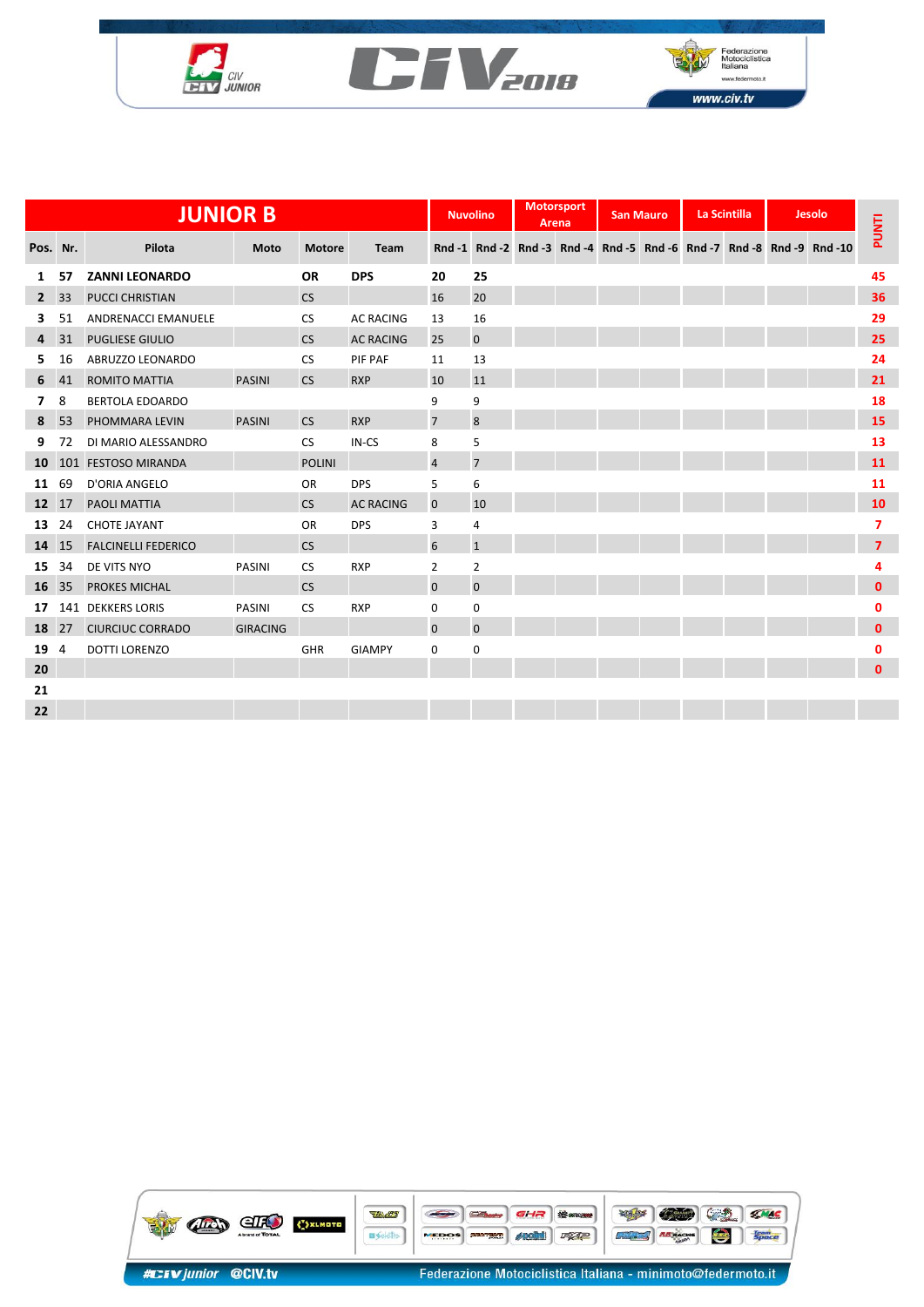| JUNIOR B | | | | | | Nuvolino | | Motorsport Arena | | San Mauro | | La Scintilla | | Jesolo | | PUNTI |
|---|---|---|---|---|---|---|---|---|---|---|---|---|---|---|---|---|
| Pos. | Nr. | Pilota | Moto | Motore | Team | Rnd -1 | Rnd -2 | Rnd -3 | Rnd -4 | Rnd -5 | Rnd -6 | Rnd -7 | Rnd -8 | Rnd -9 | Rnd -10 | |
| **1** | **57** | **ZANNI LEONARDO** | | **OR** | **DPS** | **20** | **25** | | | | | | | | | **45** |
| **2** | 33 | PUCCI CHRISTIAN | | CS | | 16 | 20 | | | | | | | | | **36** |
| **3** | 51 | ANDRENACCI EMANUELE | | CS | AC RACING | 13 | 16 | | | | | | | | | **29** |
| **4** | 31 | PUGLIESE GIULIO | | CS | AC RACING | 25 | 0 | | | | | | | | | **25** |
| **5** | 16 | ABRUZZO LEONARDO | | CS | PIF PAF | 11 | 13 | | | | | | | | | **24** |
| **6** | 41 | ROMITO MATTIA | PASINI | CS | RXP | 10 | 11 | | | | | | | | | **21** |
| **7** | 8 | BERTOLA EDOARDO | | | | 9 | 9 | | | | | | | | | **18** |
| **8** | 53 | PHOMMARA LEVIN | PASINI | CS | RXP | 7 | 8 | | | | | | | | | **15** |
| **9** | 72 | DI MARIO ALESSANDRO | | CS | IN-CS | 8 | 5 | | | | | | | | | **13** |
| **10** | 101 | FESTOSO MIRANDA | | POLINI | | 4 | 7 | | | | | | | | | **11** |
| **11** | 69 | D'ORIA ANGELO | | OR | DPS | 5 | 6 | | | | | | | | | **11** |
| **12** | 17 | PAOLI MATTIA | | CS | AC RACING | 0 | 10 | | | | | | | | | **10** |
| **13** | 24 | CHOTE JAYANT | | OR | DPS | 3 | 4 | | | | | | | | | **7** |
| **14** | 15 | FALCINELLI FEDERICO | | CS | | 6 | 1 | | | | | | | | | **7** |
| **15** | 34 | DE VITS NYO | PASINI | CS | RXP | 2 | 2 | | | | | | | | | **4** |
| **16** | 35 | PROKES MICHAL | | CS | | 0 | 0 | | | | | | | | | **0** |
| **17** | 141 | DEKKERS LORIS | PASINI | CS | RXP | 0 | 0 | | | | | | | | | **0** |
| **18** | 27 | CIURCIUC CORRADO | GIRACING | | | 0 | 0 | | | | | | | | | **0** |
| **19** | 4 | DOTTI LORENZO | | GHR | GIAMPY | 0 | 0 | | | | | | | | | **0** |
| **20** | | | | | | | | | | | | | | | | **0** |
| **21** | | | | | | | | | | | | | | | | |
| **22** | | | | | | | | | | | | | | | | |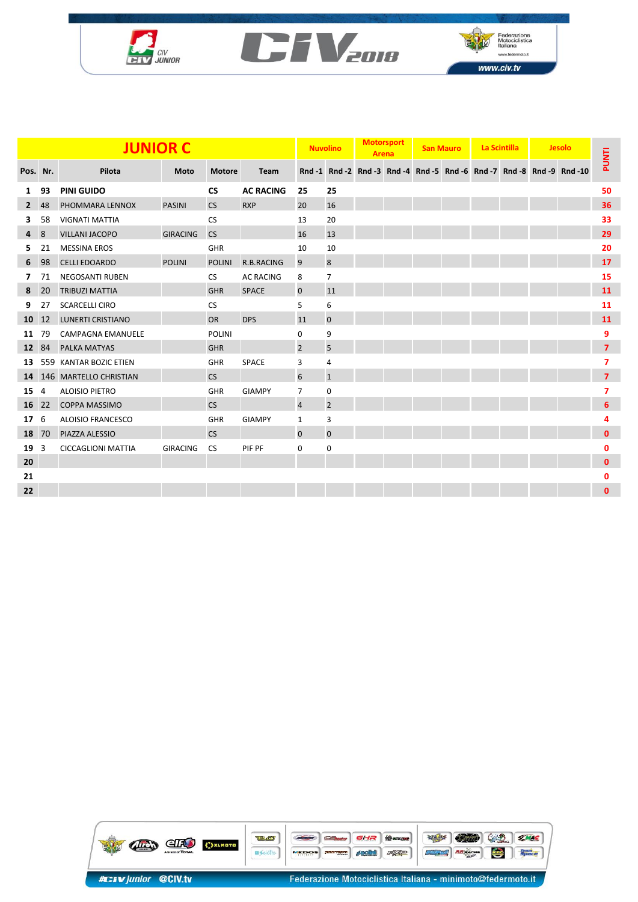## JUNIOR C

| Pos. | Nr. | Pilota | Moto | Motore | Team | Nuvolino | | Motorsport Arena | | San Mauro | | La Scintilla | | Jesolo | | PUNTI |
|---|---|---|---|---|---|---|---|---|---|---|---|---|---|---|---|---|
| | | | | | | Rnd -1 | Rnd -2 | Rnd -3 | Rnd -4 | Rnd -5 | Rnd -6 | Rnd -7 | Rnd -8 | Rnd -9 | Rnd -10 | |
| 1 | 93 | **PINI GUIDO** | | **CS** | **AC RACING** | **25** | **25** | | | | | | | | | **50** |
| 2 | 48 | PHOMMARA LENNOX | PASINI | CS | RXP | 20 | 16 | | | | | | | | | 36 |
| 3 | 58 | VIGNATI MATTIA | | CS | | 13 | 20 | | | | | | | | | 33 |
| 4 | 8 | VILLANI JACOPO | GIRACING | CS | | 16 | 13 | | | | | | | | | 29 |
| 5 | 21 | MESSINA EROS | | GHR | | 10 | 10 | | | | | | | | | 20 |
| 6 | 98 | CELLI EDOARDO | POLINI | POLINI | R.B.RACING | 9 | 8 | | | | | | | | | 17 |
| 7 | 71 | NEGOSANTI RUBEN | | CS | AC RACING | 8 | 7 | | | | | | | | | 15 |
| 8 | 20 | TRIBUZI MATTIA | | GHR | SPACE | 0 | 11 | | | | | | | | | 11 |
| 9 | 27 | SCARCELLI CIRO | | CS | | 5 | 6 | | | | | | | | | 11 |
| 10 | 12 | LUNERTI CRISTIANO | | OR | DPS | 11 | 0 | | | | | | | | | 11 |
| 11 | 79 | CAMPAGNA EMANUELE | | POLINI | | 0 | 9 | | | | | | | | | 9 |
| 12 | 84 | PALKA MATYAS | | GHR | | 2 | 5 | | | | | | | | | 7 |
| 13 | 559 | KANTAR BOZIC ETIEN | | GHR | SPACE | 3 | 4 | | | | | | | | | 7 |
| 14 | 146 | MARTELLO CHRISTIAN | | CS | | 6 | 1 | | | | | | | | | 7 |
| 15 | 4 | ALOISIO PIETRO | | GHR | GIAMPY | 7 | 0 | | | | | | | | | 7 |
| 16 | 22 | COPPA MASSIMO | | CS | | 4 | 2 | | | | | | | | | 6 |
| 17 | 6 | ALOISIO FRANCESCO | | GHR | GIAMPY | 1 | 3 | | | | | | | | | 4 |
| 18 | 70 | PIAZZA ALESSIO | | CS | | 0 | 0 | | | | | | | | | 0 |
| 19 | 3 | CICCAGLIONI MATTIA | GIRACING | CS | PIF PF | 0 | 0 | | | | | | | | | 0 |
| 20 | | | | | | | | | | | | | | | | 0 |
| 21 | | | | | | | | | | | | | | | | 0 |
| 22 | | | | | | | | | | | | | | | | 0 |

#CIVjunior @CIV.tv

Federazione Motociclistica Italiana - minimoto@federmoto.it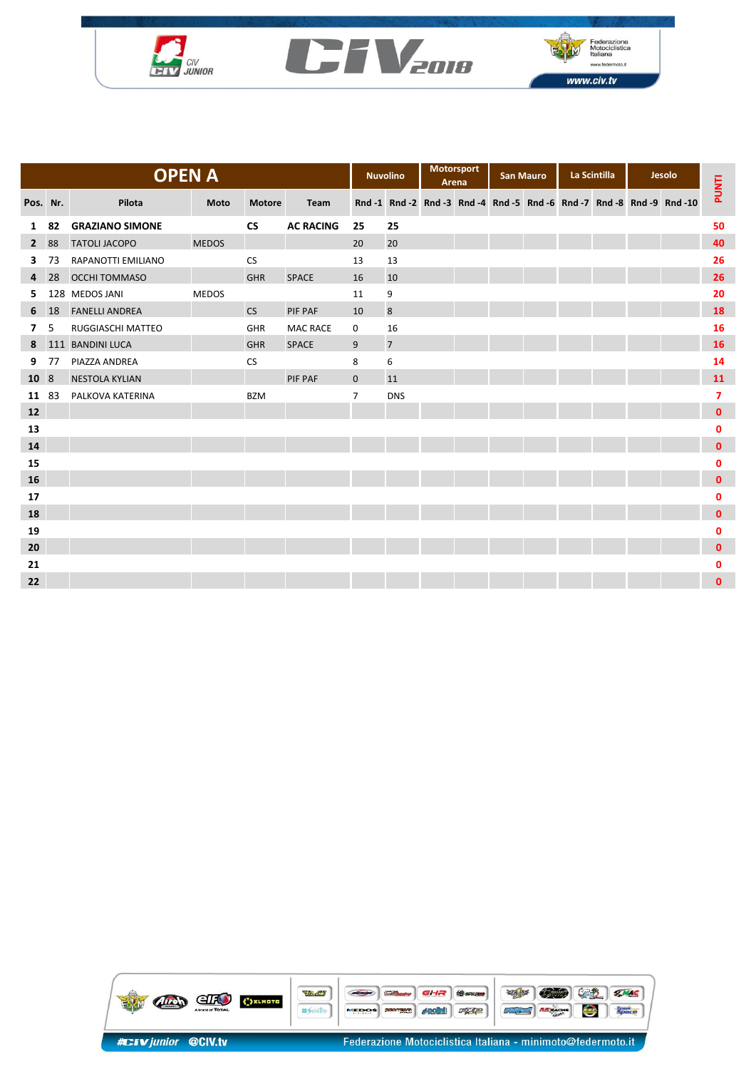| OPEN A | | | | | Nuvolino | | Motorsport Arena | | San Mauro | | La Scintilla | | Jesolo | | PUNTI |
|---|---|---|---|---|---|---|---|---|---|---|---|---|---|---|---|
| Pos. | Nr. | Pilota | Moto | Motore | Team | Rnd -1 | Rnd -2 | Rnd -3 | Rnd -4 | Rnd -5 | Rnd -6 | Rnd -7 | Rnd -8 | Rnd -9 | Rnd -10 | |
| 1 | 82 | GRAZIANO SIMONE | | CS | AC RACING | 25 | 25 | | | | | | | | | 50 |
| 2 | 88 | TATOLI JACOPO | MEDOS | | | 20 | 20 | | | | | | | | | 40 |
| 3 | 73 | RAPANOTTI EMILIANO | | CS | | 13 | 13 | | | | | | | | | 26 |
| 4 | 28 | OCCHI TOMMASO | | GHR | SPACE | 16 | 10 | | | | | | | | | 26 |
| 5 | 128 | MEDOS JANI | MEDOS | | | 11 | 9 | | | | | | | | | 20 |
| 6 | 18 | FANELLI ANDREA | | CS | PIF PAF | 10 | 8 | | | | | | | | | 18 |
| 7 | 5 | RUGGIASCHI MATTEO | | GHR | MAC RACE | 0 | 16 | | | | | | | | | 16 |
| 8 | 111 | BANDINI LUCA | | GHR | SPACE | 9 | 7 | | | | | | | | | 16 |
| 9 | 77 | PIAZZA ANDREA | | CS | | 8 | 6 | | | | | | | | | 14 |
| 10 | 8 | NESTOLA KYLIAN | | | PIF PAF | 0 | 11 | | | | | | | | | 11 |
| 11 | 83 | PALKOVA KATERINA | | BZM | | 7 | DNS | | | | | | | | | 7 |
| 12 | | | | | | | | | | | | | | | | 0 |
| 13 | | | | | | | | | | | | | | | | 0 |
| 14 | | | | | | | | | | | | | | | | 0 |
| 15 | | | | | | | | | | | | | | | | 0 |
| 16 | | | | | | | | | | | | | | | | 0 |
| 17 | | | | | | | | | | | | | | | | 0 |
| 18 | | | | | | | | | | | | | | | | 0 |
| 19 | | | | | | | | | | | | | | | | 0 |
| 20 | | | | | | | | | | | | | | | | 0 |
| 21 | | | | | | | | | | | | | | | | 0 |
| 22 | | | | | | | | | | | | | | | | 0 |

#CIVjunior @CIV.tv

Federazione Motociclistica Italiana - minimoto@federmoto.it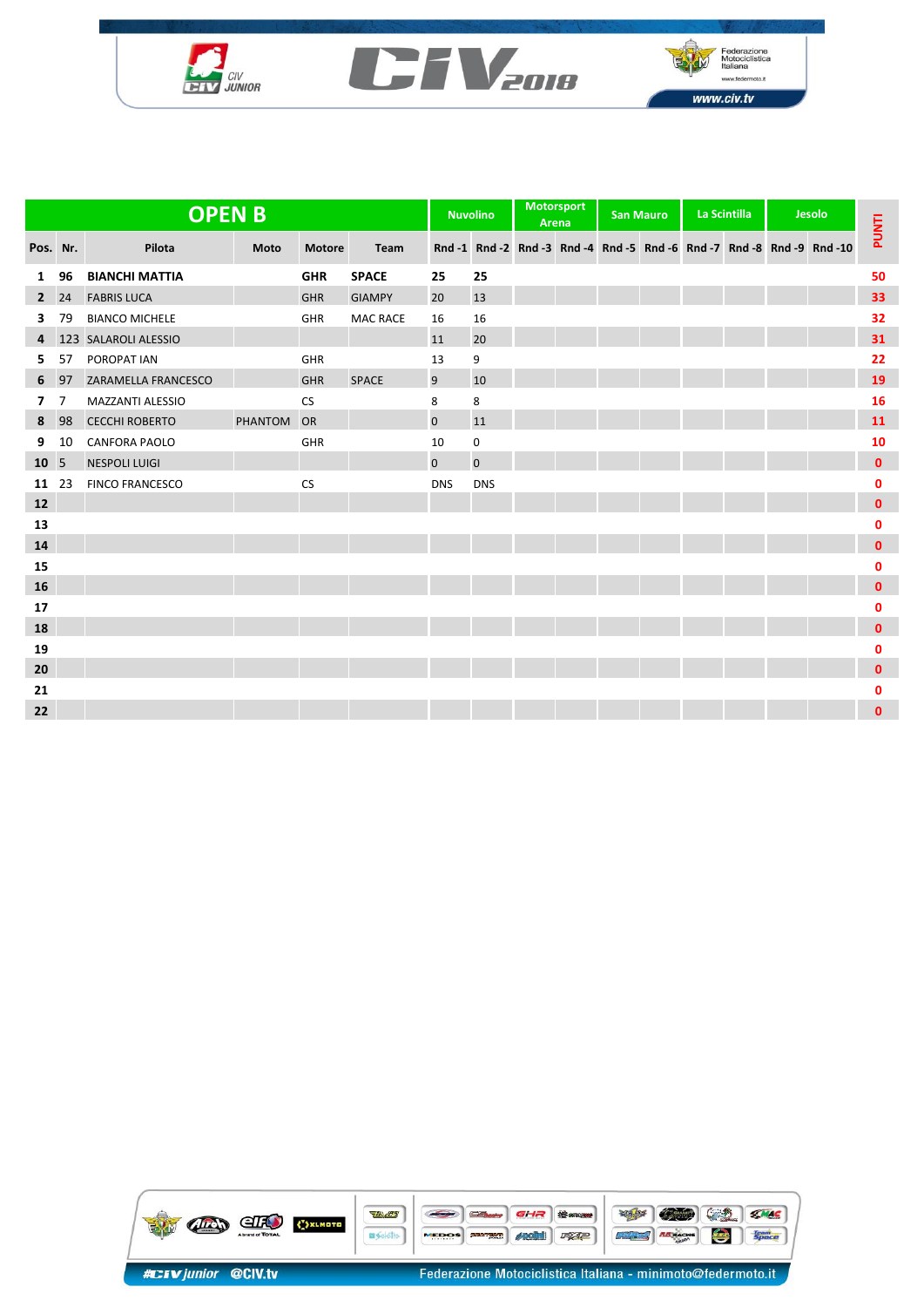## OPEN B

| Pos. | Nr. | Pilota | Moto | Motore | Team | Nuvolino | | Motorsport Arena | | San Mauro | | La Scintilla | | Jesolo | | PUNTI |
|---|---|---|---|---|---|---|---|---|---|---|---|---|---|---|---|---|
| | | | | | | Rnd -1 | Rnd -2 | Rnd -3 | Rnd -4 | Rnd -5 | Rnd -6 | Rnd -7 | Rnd -8 | Rnd -9 | Rnd -10 | |
| **1** | **96** | **BIANCHI MATTIA** | | **GHR** | **SPACE** | **25** | **25** | | | | | | | | | **50** |
| **2** | 24 | FABRIS LUCA | | GHR | GIAMPY | 20 | 13 | | | | | | | | | **33** |
| **3** | 79 | BIANCO MICHELE | | GHR | MAC RACE | 16 | 16 | | | | | | | | | **32** |
| **4** | 123 | SALAROLI ALESSIO | | | | 11 | 20 | | | | | | | | | **31** |
| **5** | 57 | POROPAT IAN | | GHR | | 13 | 9 | | | | | | | | | **22** |
| **6** | 97 | ZARAMELLA FRANCESCO | | GHR | SPACE | 9 | 10 | | | | | | | | | **19** |
| **7** | 7 | MAZZANTI ALESSIO | | CS | | 8 | 8 | | | | | | | | | **16** |
| **8** | 98 | CECCHI ROBERTO | PHANTOM | OR | | 0 | 11 | | | | | | | | | **11** |
| **9** | 10 | CANFORA PAOLO | | GHR | | 10 | 0 | | | | | | | | | **10** |
| **10** | 5 | NESPOLI LUIGI | | | | 0 | 0 | | | | | | | | | **0** |
| **11** | 23 | FINCO FRANCESCO | | CS | | DNS | DNS | | | | | | | | | **0** |
| **12** | | | | | | | | | | | | | | | | **0** |
| **13** | | | | | | | | | | | | | | | | **0** |
| **14** | | | | | | | | | | | | | | | | **0** |
| **15** | | | | | | | | | | | | | | | | **0** |
| **16** | | | | | | | | | | | | | | | | **0** |
| **17** | | | | | | | | | | | | | | | | **0** |
| **18** | | | | | | | | | | | | | | | | **0** |
| **19** | | | | | | | | | | | | | | | | **0** |
| **20** | | | | | | | | | | | | | | | | **0** |
| **21** | | | | | | | | | | | | | | | | **0** |
| **22** | | | | | | | | | | | | | | | | **0** |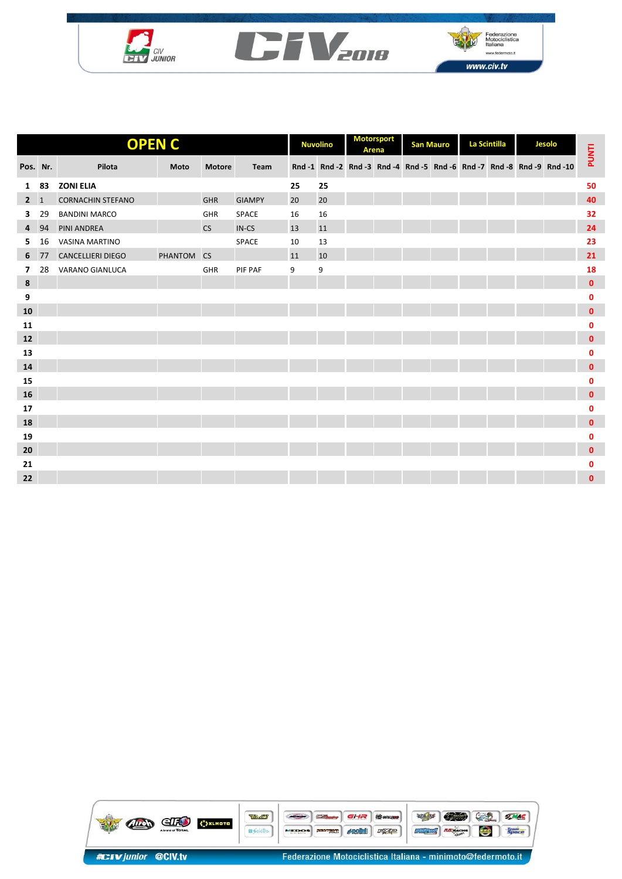| OPEN C | | | | | | Nuvolino | | Motorsport Arena | | San Mauro | | La Scintilla | | Jesolo | | PUNTI |
|---|---|---|---|---|---|---|---|---|---|---|---|---|---|---|---|---|
| Pos. | Nr. | Pilota | Moto | Motore | Team | Rnd -1 | Rnd -2 | Rnd -3 | Rnd -4 | Rnd -5 | Rnd -6 | Rnd -7 | Rnd -8 | Rnd -9 | Rnd -10 | |
| 1 | 83 | ZONI ELIA | | | | 25 | 25 | | | | | | | | | 50 |
| 2 | 1 | CORNACHIN STEFANO | | GHR | GIAMPY | 20 | 20 | | | | | | | | | 40 |
| 3 | 29 | BANDINI MARCO | | GHR | SPACE | 16 | 16 | | | | | | | | | 32 |
| 4 | 94 | PINI ANDREA | | CS | IN-CS | 13 | 11 | | | | | | | | | 24 |
| 5 | 16 | VASINA MARTINO | | | SPACE | 10 | 13 | | | | | | | | | 23 |
| 6 | 77 | CANCELLIERI DIEGO | PHANTOM | CS | | 11 | 10 | | | | | | | | | 21 |
| 7 | 28 | VARANO GIANLUCA | | GHR | PIF PAF | 9 | 9 | | | | | | | | | 18 |
| 8 | | | | | | | | | | | | | | | | 0 |
| 9 | | | | | | | | | | | | | | | | 0 |
| 10 | | | | | | | | | | | | | | | | 0 |
| 11 | | | | | | | | | | | | | | | | 0 |
| 12 | | | | | | | | | | | | | | | | 0 |
| 13 | | | | | | | | | | | | | | | | 0 |
| 14 | | | | | | | | | | | | | | | | 0 |
| 15 | | | | | | | | | | | | | | | | 0 |
| 16 | | | | | | | | | | | | | | | | 0 |
| 17 | | | | | | | | | | | | | | | | 0 |
| 18 | | | | | | | | | | | | | | | | 0 |
| 19 | | | | | | | | | | | | | | | | 0 |
| 20 | | | | | | | | | | | | | | | | 0 |
| 21 | | | | | | | | | | | | | | | | 0 |
| 22 | | | | | | | | | | | | | | | | 0 |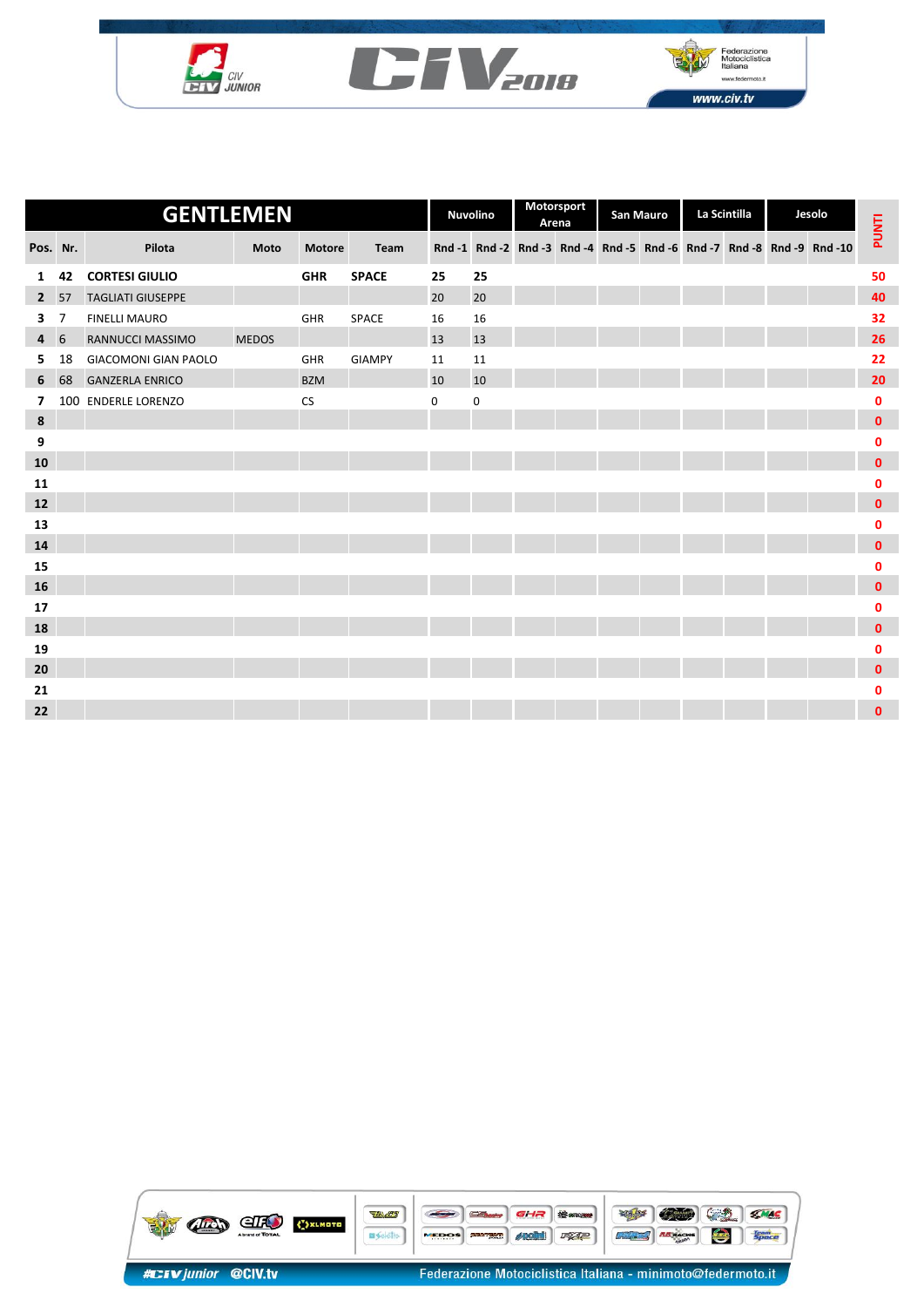## GENTLEMEN

| Pos. | Nr. | Pilota | Moto | Motore | Team | Nuvolino Rnd -1 | Nuvolino Rnd -2 | Motorsport Arena Rnd -3 | Motorsport Arena Rnd -4 | San Mauro Rnd -5 | San Mauro Rnd -6 | La Scintilla Rnd -7 | La Scintilla Rnd -8 | Jesolo Rnd -9 | Jesolo Rnd -10 | PUNTI |
|---|---|---|---|---|---|---|---|---|---|---|---|---|---|---|---|---|
| 1 | 42 | **CORTESI GIULIO** | | **GHR** | **SPACE** | **25** | **25** | | | | | | | | | 50 |
| 2 | 57 | TAGLIATI GIUSEPPE | | | | 20 | 20 | | | | | | | | | 40 |
| 3 | 7 | FINELLI MAURO | | GHR | SPACE | 16 | 16 | | | | | | | | | 32 |
| 4 | 6 | RANNUCCI MASSIMO | MEDOS | | | 13 | 13 | | | | | | | | | 26 |
| 5 | 18 | GIACOMONI GIAN PAOLO | | GHR | GIAMPY | 11 | 11 | | | | | | | | | 22 |
| 6 | 68 | GANZERLA ENRICO | | BZM | | 10 | 10 | | | | | | | | | 20 |
| 7 | 100 | ENDERLE LORENZO | | CS | | 0 | 0 | | | | | | | | | 0 |
| 8 | | | | | | | | | | | | | | | | 0 |
| 9 | | | | | | | | | | | | | | | | 0 |
| 10 | | | | | | | | | | | | | | | | 0 |
| 11 | | | | | | | | | | | | | | | | 0 |
| 12 | | | | | | | | | | | | | | | | 0 |
| 13 | | | | | | | | | | | | | | | | 0 |
| 14 | | | | | | | | | | | | | | | | 0 |
| 15 | | | | | | | | | | | | | | | | 0 |
| 16 | | | | | | | | | | | | | | | | 0 |
| 17 | | | | | | | | | | | | | | | | 0 |
| 18 | | | | | | | | | | | | | | | | 0 |
| 19 | | | | | | | | | | | | | | | | 0 |
| 20 | | | | | | | | | | | | | | | | 0 |
| 21 | | | | | | | | | | | | | | | | 0 |
| 22 | | | | | | | | | | | | | | | | 0 |

#CIV junior @CIV.tv

Federazione Motociclistica Italiana - minimoto@federmoto.it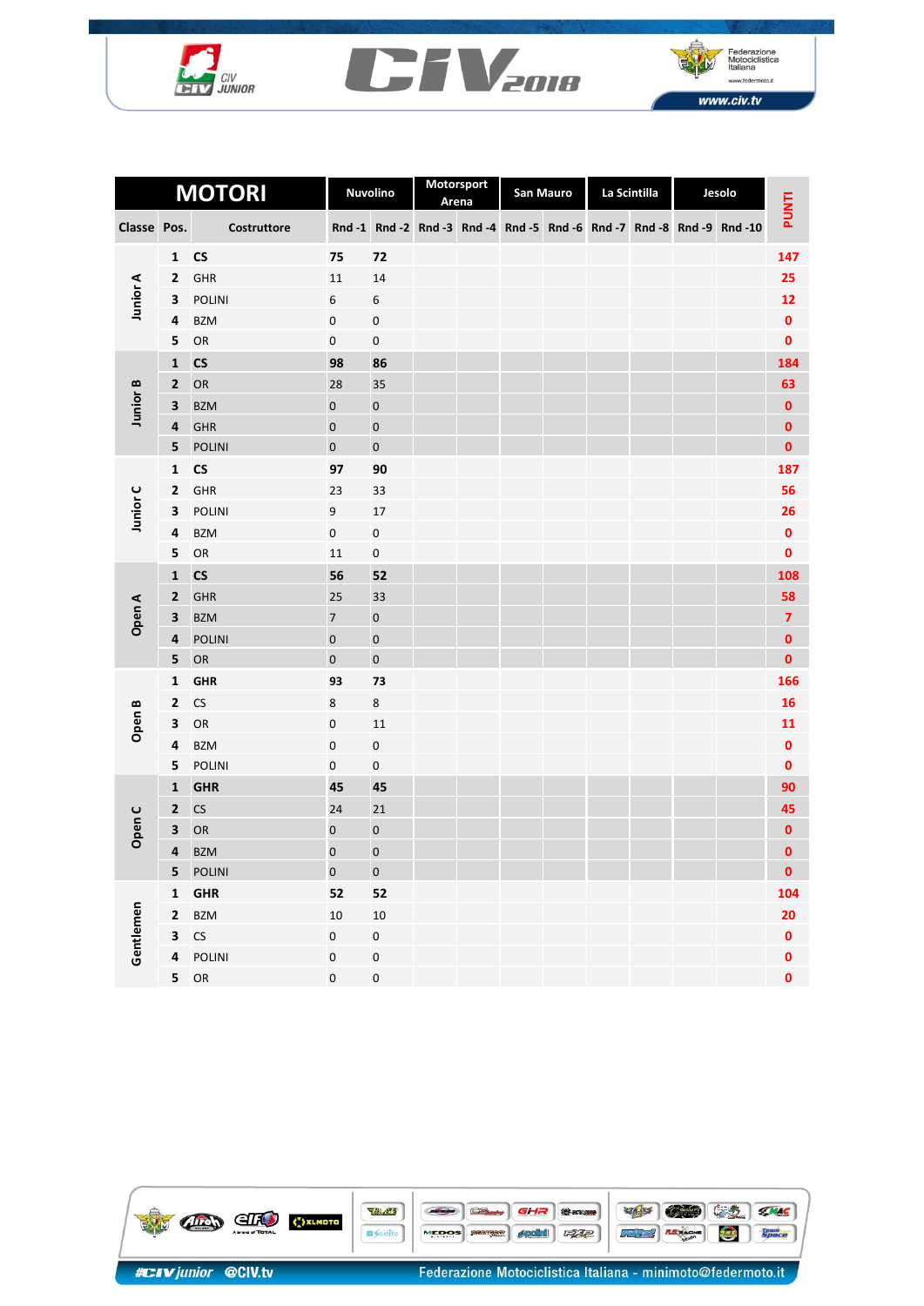| MOTORI | | | Nuvolino | | Motorsport Arena | | San Mauro | | La Scintilla | | Jesolo | | PUNTI |
|---|---|---|---|---|---|---|---|---|---|---|---|---|---|
| Classe | Pos. | Costruttore | Rnd -1 | Rnd -2 | Rnd -3 | Rnd -4 | Rnd -5 | Rnd -6 | Rnd -7 | Rnd -8 | Rnd -9 | Rnd -10 | |
| Junior A | 1 | **CS** | **75** | **72** | | | | | | | | | **147** |
| | 2 | GHR | 11 | 14 | | | | | | | | | **25** |
| | 3 | POLINI | 6 | 6 | | | | | | | | | **12** |
| | 4 | BZM | 0 | 0 | | | | | | | | | **0** |
| | 5 | OR | 0 | 0 | | | | | | | | | **0** |
| Junior B | 1 | **CS** | **98** | **86** | | | | | | | | | **184** |
| | 2 | OR | 28 | 35 | | | | | | | | | **63** |
| | 3 | BZM | 0 | 0 | | | | | | | | | **0** |
| | 4 | GHR | 0 | 0 | | | | | | | | | **0** |
| | 5 | POLINI | 0 | 0 | | | | | | | | | **0** |
| Junior C | 1 | **CS** | **97** | **90** | | | | | | | | | **187** |
| | 2 | GHR | 23 | 33 | | | | | | | | | **56** |
| | 3 | POLINI | 9 | 17 | | | | | | | | | **26** |
| | 4 | BZM | 0 | 0 | | | | | | | | | **0** |
| | 5 | OR | 11 | 0 | | | | | | | | | **0** |
| Open A | 1 | **CS** | **56** | **52** | | | | | | | | | **108** |
| | 2 | GHR | 25 | 33 | | | | | | | | | **58** |
| | 3 | BZM | 7 | 0 | | | | | | | | | **7** |
| | 4 | POLINI | 0 | 0 | | | | | | | | | **0** |
| | 5 | OR | 0 | 0 | | | | | | | | | **0** |
| Open B | 1 | **GHR** | **93** | **73** | | | | | | | | | **166** |
| | 2 | CS | 8 | 8 | | | | | | | | | **16** |
| | 3 | OR | 0 | 11 | | | | | | | | | **11** |
| | 4 | BZM | 0 | 0 | | | | | | | | | **0** |
| | 5 | POLINI | 0 | 0 | | | | | | | | | **0** |
| Open C | 1 | **GHR** | **45** | **45** | | | | | | | | | **90** |
| | 2 | CS | 24 | 21 | | | | | | | | | **45** |
| | 3 | OR | 0 | 0 | | | | | | | | | **0** |
| | 4 | BZM | 0 | 0 | | | | | | | | | **0** |
| | 5 | POLINI | 0 | 0 | | | | | | | | | **0** |
| Gentlemen | 1 | **GHR** | **52** | **52** | | | | | | | | | **104** |
| | 2 | BZM | 10 | 10 | | | | | | | | | **20** |
| | 3 | CS | 0 | 0 | | | | | | | | | **0** |
| | 4 | POLINI | 0 | 0 | | | | | | | | | **0** |
| | 5 | OR | 0 | 0 | | | | | | | | | **0** |

#CIVjunior @CIV.tv

Federazione Motociclistica Italiana - minimoto@federmoto.it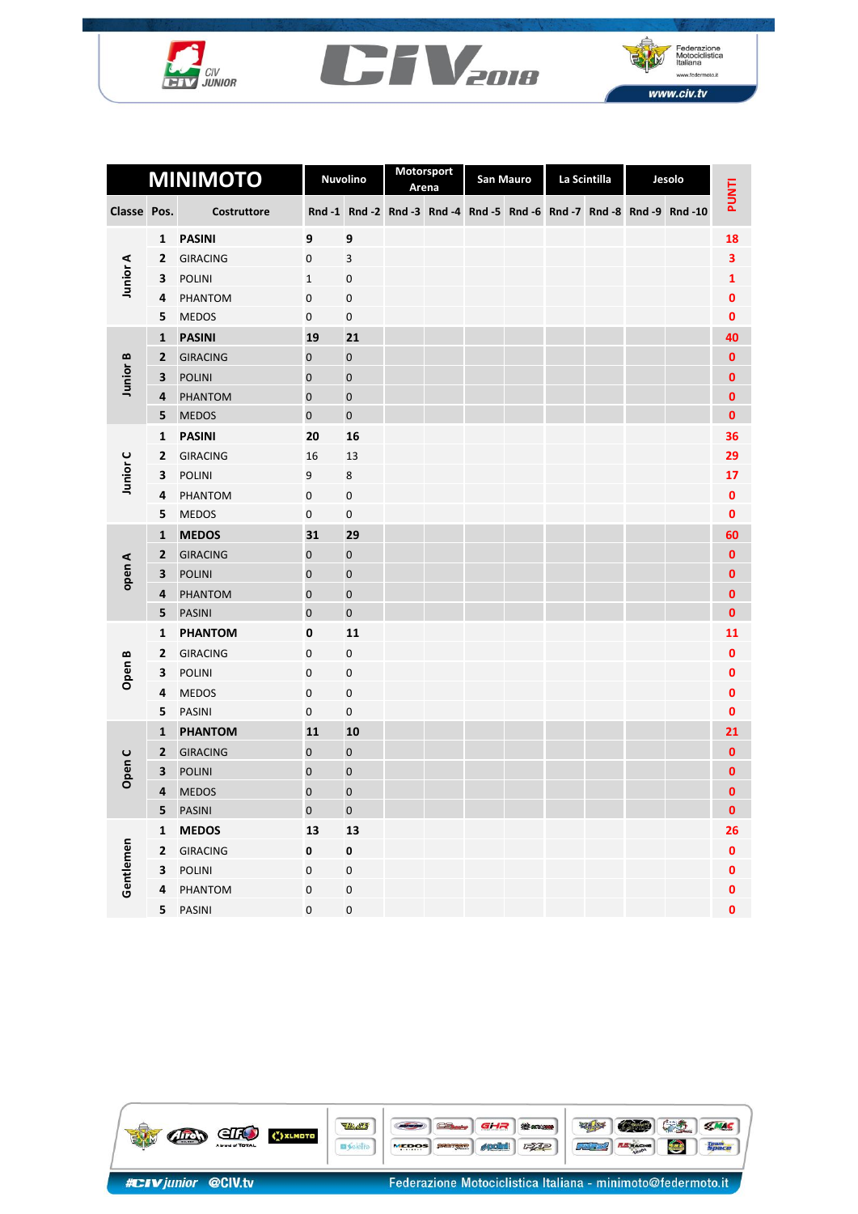| MINIMOTO | | | Nuvolino | | Motorsport Arena | | San Mauro | | La Scintilla | | Jesolo | | PUNTI |
|---|---|---|---|---|---|---|---|---|---|---|---|---|---|
| Classe | Pos. | Costruttore | Rnd -1 | Rnd -2 | Rnd -3 | Rnd -4 | Rnd -5 | Rnd -6 | Rnd -7 | Rnd -8 | Rnd -9 | Rnd -10 | |
| Junior A | 1 | **PASINI** | **9** | **9** | | | | | | | | | **18** |
| | 2 | GIRACING | 0 | 3 | | | | | | | | | **3** |
| | 3 | POLINI | 1 | 0 | | | | | | | | | **1** |
| | 4 | PHANTOM | 0 | 0 | | | | | | | | | **0** |
| | 5 | MEDOS | 0 | 0 | | | | | | | | | **0** |
| Junior B | 1 | **PASINI** | **19** | **21** | | | | | | | | | **40** |
| | 2 | GIRACING | 0 | 0 | | | | | | | | | **0** |
| | 3 | POLINI | 0 | 0 | | | | | | | | | **0** |
| | 4 | PHANTOM | 0 | 0 | | | | | | | | | **0** |
| | 5 | MEDOS | 0 | 0 | | | | | | | | | **0** |
| Junior C | 1 | **PASINI** | **20** | **16** | | | | | | | | | **36** |
| | 2 | GIRACING | 16 | 13 | | | | | | | | | **29** |
| | 3 | POLINI | 9 | 8 | | | | | | | | | **17** |
| | 4 | PHANTOM | 0 | 0 | | | | | | | | | **0** |
| | 5 | MEDOS | 0 | 0 | | | | | | | | | **0** |
| open A | 1 | **MEDOS** | **31** | **29** | | | | | | | | | **60** |
| | 2 | GIRACING | 0 | 0 | | | | | | | | | **0** |
| | 3 | POLINI | 0 | 0 | | | | | | | | | **0** |
| | 4 | PHANTOM | 0 | 0 | | | | | | | | | **0** |
| | 5 | PASINI | 0 | 0 | | | | | | | | | **0** |
| Open B | 1 | **PHANTOM** | **0** | **11** | | | | | | | | | **11** |
| | 2 | GIRACING | 0 | 0 | | | | | | | | | **0** |
| | 3 | POLINI | 0 | 0 | | | | | | | | | **0** |
| | 4 | MEDOS | 0 | 0 | | | | | | | | | **0** |
| | 5 | PASINI | 0 | 0 | | | | | | | | | **0** |
| Open C | 1 | **PHANTOM** | **11** | **10** | | | | | | | | | **21** |
| | 2 | GIRACING | 0 | 0 | | | | | | | | | **0** |
| | 3 | POLINI | 0 | 0 | | | | | | | | | **0** |
| | 4 | MEDOS | 0 | 0 | | | | | | | | | **0** |
| | 5 | PASINI | 0 | 0 | | | | | | | | | **0** |
| Gentlemen | 1 | **MEDOS** | **13** | **13** | | | | | | | | | **26** |
| | 2 | GIRACING | **0** | **0** | | | | | | | | | **0** |
| | 3 | POLINI | 0 | 0 | | | | | | | | | **0** |
| | 4 | PHANTOM | 0 | 0 | | | | | | | | | **0** |
| | 5 | PASINI | 0 | 0 | | | | | | | | | **0** |

#CIVjunior @CIV.tv

Federazione Motociclistica Italiana - minimoto@federmoto.it